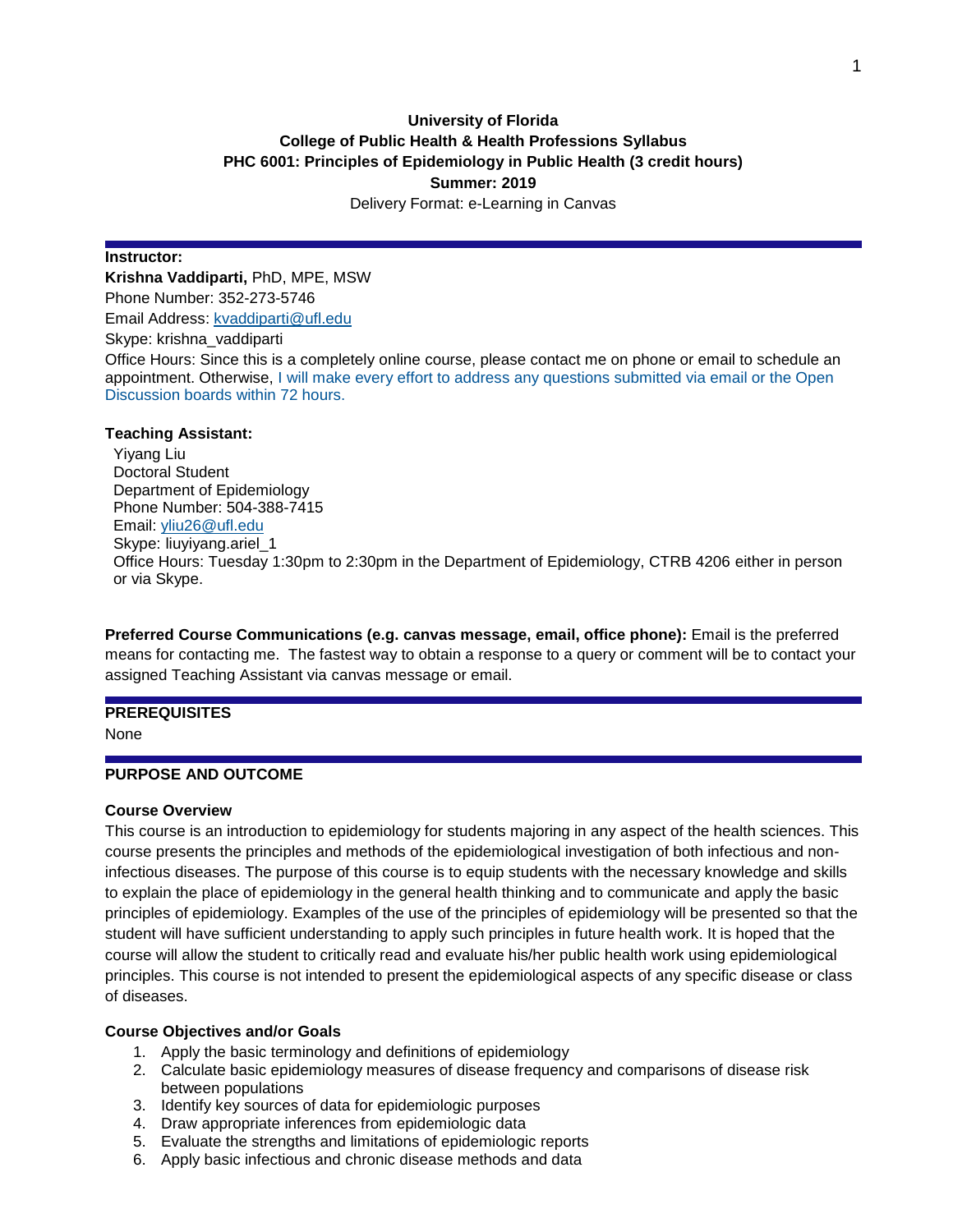# University of Florida
## College of Public Health & Health Professions Syllabus
## PHC 6001: Principles of Epidemiology in Public Health (3 credit hours)
## Summer: 2019

Delivery Format: e-Learning in Canvas

**Instructor:**
**Krishna Vaddiparti,** PhD, MPE, MSW
Phone Number: 352-273-5746
Email Address: kvaddiparti@ufl.edu
Skype: krishna_vaddiparti
Office Hours: Since this is a completely online course, please contact me on phone or email to schedule an appointment. Otherwise, I will make every effort to address any questions submitted via email or the Open Discussion boards within 72 hours.

**Teaching Assistant:**
Yiyang Liu
Doctoral Student
Department of Epidemiology
Phone Number: 504-388-7415
Email: yliu26@ufl.edu
Skype: liuyiyang.ariel_1
Office Hours: Tuesday 1:30pm to 2:30pm in the Department of Epidemiology, CTRB 4206 either in person or via Skype.

**Preferred Course Communications (e.g. canvas message, email, office phone):** Email is the preferred means for contacting me. The fastest way to obtain a response to a query or comment will be to contact your assigned Teaching Assistant via canvas message or email.

## PREREQUISITES

None

## PURPOSE AND OUTCOME

### Course Overview

This course is an introduction to epidemiology for students majoring in any aspect of the health sciences. This course presents the principles and methods of the epidemiological investigation of both infectious and non-infectious diseases. The purpose of this course is to equip students with the necessary knowledge and skills to explain the place of epidemiology in the general health thinking and to communicate and apply the basic principles of epidemiology. Examples of the use of the principles of epidemiology will be presented so that the student will have sufficient understanding to apply such principles in future health work. It is hoped that the course will allow the student to critically read and evaluate his/her public health work using epidemiological principles. This course is not intended to present the epidemiological aspects of any specific disease or class of diseases.

### Course Objectives and/or Goals

1. Apply the basic terminology and definitions of epidemiology
2. Calculate basic epidemiology measures of disease frequency and comparisons of disease risk between populations
3. Identify key sources of data for epidemiologic purposes
4. Draw appropriate inferences from epidemiologic data
5. Evaluate the strengths and limitations of epidemiologic reports
6. Apply basic infectious and chronic disease methods and data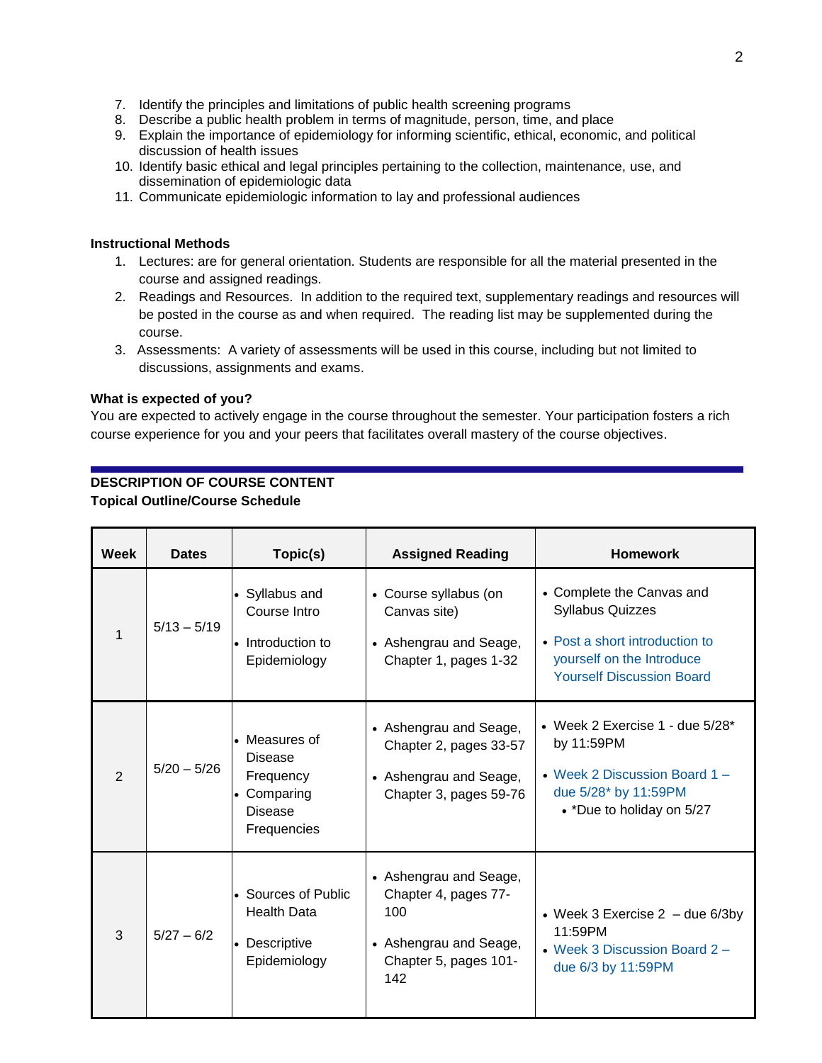7. Identify the principles and limitations of public health screening programs
8. Describe a public health problem in terms of magnitude, person, time, and place
9. Explain the importance of epidemiology for informing scientific, ethical, economic, and political discussion of health issues
10. Identify basic ethical and legal principles pertaining to the collection, maintenance, use, and dissemination of epidemiologic data
11. Communicate epidemiologic information to lay and professional audiences

**Instructional Methods**

1. Lectures: are for general orientation. Students are responsible for all the material presented in the course and assigned readings.
2. Readings and Resources. In addition to the required text, supplementary readings and resources will be posted in the course as and when required. The reading list may be supplemented during the course.
3. Assessments: A variety of assessments will be used in this course, including but not limited to discussions, assignments and exams.

**What is expected of you?**

You are expected to actively engage in the course throughout the semester. Your participation fosters a rich course experience for you and your peers that facilitates overall mastery of the course objectives.

---

**DESCRIPTION OF COURSE CONTENT**

**Topical Outline/Course Schedule**

| Week | Dates | Topic(s) | Assigned Reading | Homework |
|---|---|---|---|---|
| 1 | 5/13 – 5/19 | • Syllabus and Course Intro<br>• Introduction to Epidemiology | • Course syllabus (on Canvas site)<br>• Ashengrau and Seage, Chapter 1, pages 1-32 | • Complete the Canvas and Syllabus Quizzes<br>• Post a short introduction to yourself on the Introduce Yourself Discussion Board |
| 2 | 5/20 – 5/26 | • Measures of Disease Frequency<br>• Comparing Disease Frequencies | • Ashengrau and Seage, Chapter 2, pages 33-57<br>• Ashengrau and Seage, Chapter 3, pages 59-76 | • Week 2 Exercise 1 - due 5/28* by 11:59PM<br>• Week 2 Discussion Board 1 – due 5/28* by 11:59PM<br>• *Due to holiday on 5/27 |
| 3 | 5/27 – 6/2 | • Sources of Public Health Data<br>• Descriptive Epidemiology | • Ashengrau and Seage, Chapter 4, pages 77-100<br>• Ashengrau and Seage, Chapter 5, pages 101-142 | • Week 3 Exercise 2 – due 6/3by 11:59PM<br>• Week 3 Discussion Board 2 – due 6/3 by 11:59PM |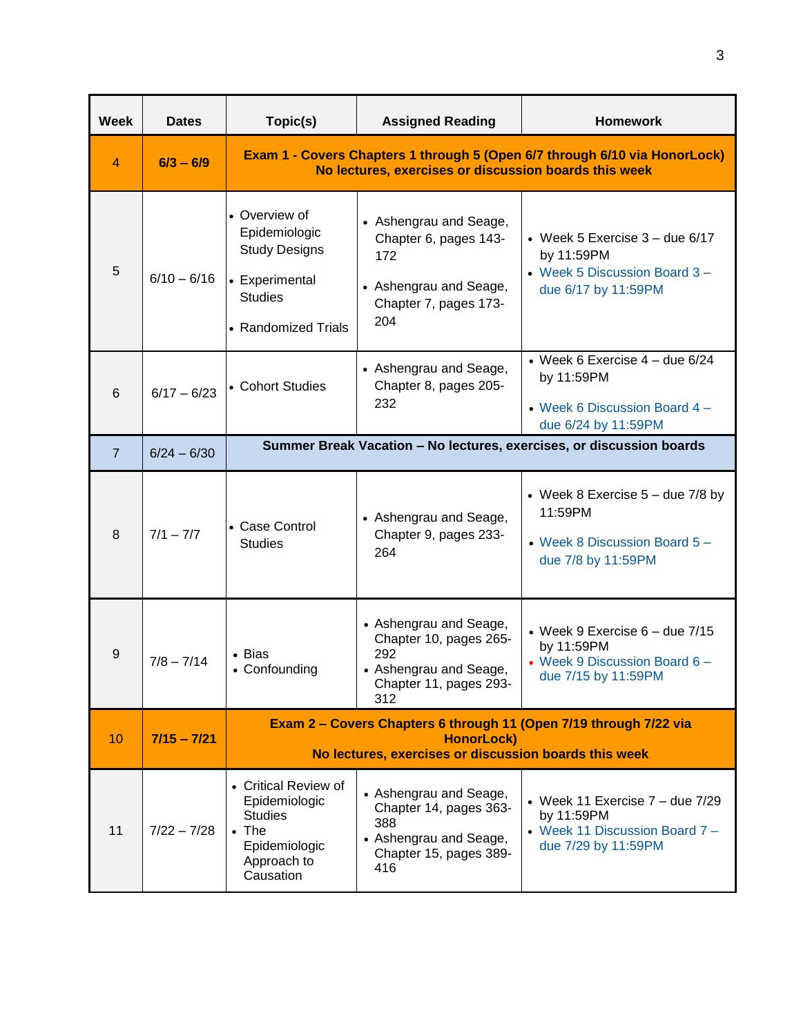| Week | Dates | Topic(s) | Assigned Reading | Homework |
|---|---|---|---|---|
| 4 | **6/3 – 6/9** | **Exam 1 - Covers Chapters 1 through 5 (Open 6/7 through 6/10 via HonorLock) No lectures, exercises or discussion boards this week** | | |
| 5 | 6/10 – 6/16 | • Overview of Epidemiologic Study Designs<br>• Experimental Studies<br>• Randomized Trials | • Ashengrau and Seage, Chapter 6, pages 143-172<br>• Ashengrau and Seage, Chapter 7, pages 173-204 | • Week 5 Exercise 3 – due 6/17 by 11:59PM<br>• Week 5 Discussion Board 3 – due 6/17 by 11:59PM |
| 6 | 6/17 – 6/23 | • Cohort Studies | • Ashengrau and Seage, Chapter 8, pages 205-232 | • Week 6 Exercise 4 – due 6/24 by 11:59PM<br>• Week 6 Discussion Board 4 – due 6/24 by 11:59PM |
| 7 | 6/24 – 6/30 | **Summer Break Vacation – No lectures, exercises, or discussion boards** | | |
| 8 | 7/1 – 7/7 | • Case Control Studies | • Ashengrau and Seage, Chapter 9, pages 233-264 | • Week 8 Exercise 5 – due 7/8 by 11:59PM<br>• Week 8 Discussion Board 5 – due 7/8 by 11:59PM |
| 9 | 7/8 – 7/14 | • Bias<br>• Confounding | • Ashengrau and Seage, Chapter 10, pages 265-292<br>• Ashengrau and Seage, Chapter 11, pages 293-312 | • Week 9 Exercise 6 – due 7/15 by 11:59PM<br>• Week 9 Discussion Board 6 – due 7/15 by 11:59PM |
| 10 | **7/15 – 7/21** | **Exam 2 – Covers Chapters 6 through 11 (Open 7/19 through 7/22 via HonorLock) No lectures, exercises or discussion boards this week** | | |
| 11 | 7/22 – 7/28 | • Critical Review of Epidemiologic Studies<br>• The Epidemiologic Approach to Causation | • Ashengrau and Seage, Chapter 14, pages 363-388<br>• Ashengrau and Seage, Chapter 15, pages 389-416 | • Week 11 Exercise 7 – due 7/29 by 11:59PM<br>• Week 11 Discussion Board 7 – due 7/29 by 11:59PM |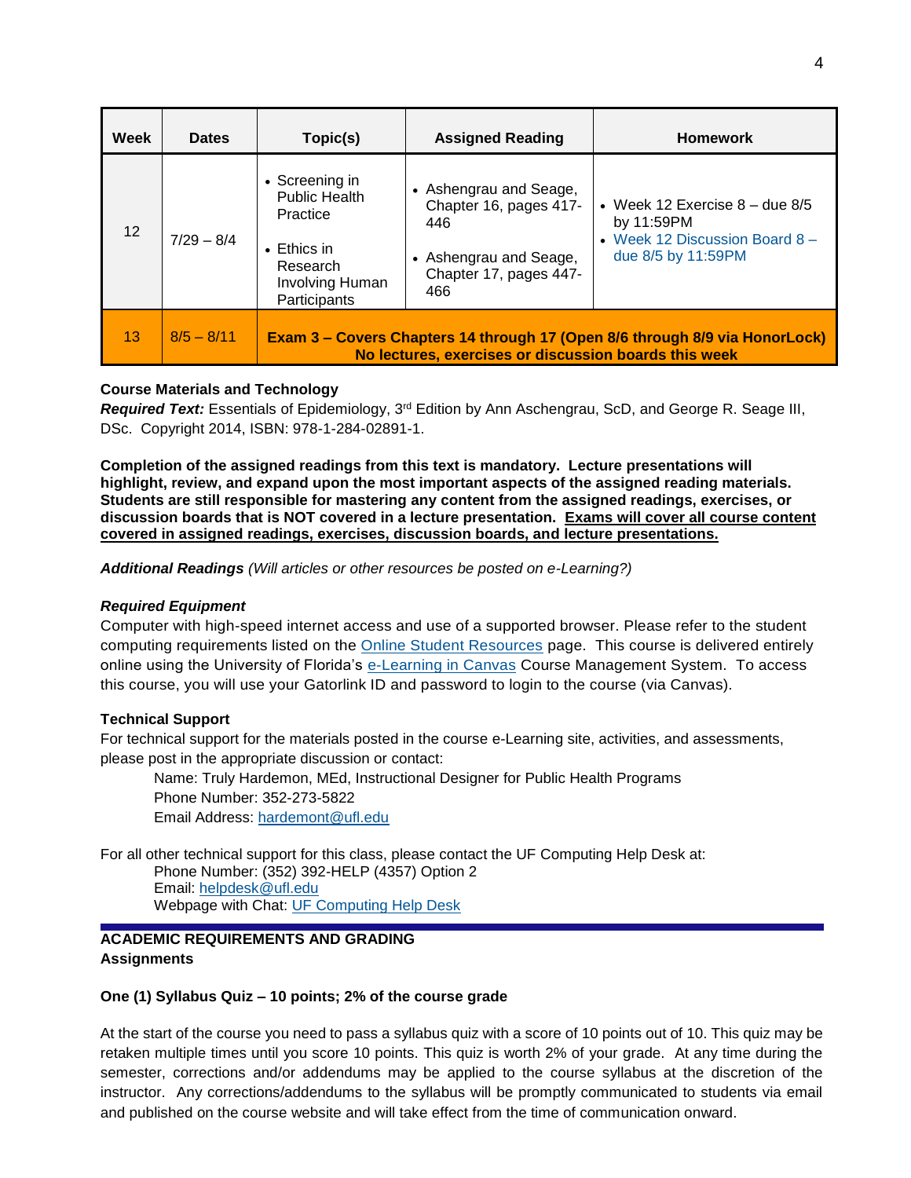| Week | Dates | Topic(s) | Assigned Reading | Homework |
| --- | --- | --- | --- | --- |
| 12 | 7/29 – 8/4 | • Screening in Public Health Practice<br>• Ethics in Research Involving Human Participants | • Ashengrau and Seage, Chapter 16, pages 417-446<br>• Ashengrau and Seage, Chapter 17, pages 447-466 | • Week 12 Exercise 8 – due 8/5 by 11:59PM<br>• Week 12 Discussion Board 8 – due 8/5 by 11:59PM |
| 13 | 8/5 – 8/11 | **Exam 3 – Covers Chapters 14 through 17 (Open 8/6 through 8/9 via HonorLock)<br>No lectures, exercises or discussion boards this week** | | |

**Course Materials and Technology**

***Required Text:*** Essentials of Epidemiology, 3rd Edition by Ann Aschengrau, ScD, and George R. Seage III, DSc. Copyright 2014, ISBN: 978-1-284-02891-1.

**Completion of the assigned readings from this text is mandatory. Lecture presentations will highlight, review, and expand upon the most important aspects of the assigned reading materials. Students are still responsible for mastering any content from the assigned readings, exercises, or discussion boards that is NOT covered in a lecture presentation. <u>Exams will cover all course content covered in assigned readings, exercises, discussion boards, and lecture presentations.</u>**

***Additional Readings*** *(Will articles or other resources be posted on e-Learning?)*

***Required Equipment***

Computer with high-speed internet access and use of a supported browser. Please refer to the student computing requirements listed on the Online Student Resources page. This course is delivered entirely online using the University of Florida's e-Learning in Canvas Course Management System. To access this course, you will use your Gatorlink ID and password to login to the course (via Canvas).

**Technical Support**

For technical support for the materials posted in the course e-Learning site, activities, and assessments, please post in the appropriate discussion or contact:

Name: Truly Hardemon, MEd, Instructional Designer for Public Health Programs
Phone Number: 352-273-5822
Email Address: hardemont@ufl.edu

For all other technical support for this class, please contact the UF Computing Help Desk at:

Phone Number: (352) 392-HELP (4357) Option 2
Email: helpdesk@ufl.edu
Webpage with Chat: UF Computing Help Desk

## ACADEMIC REQUIREMENTS AND GRADING

**Assignments**

**One (1) Syllabus Quiz – 10 points; 2% of the course grade**

At the start of the course you need to pass a syllabus quiz with a score of 10 points out of 10. This quiz may be retaken multiple times until you score 10 points. This quiz is worth 2% of your grade. At any time during the semester, corrections and/or addendums may be applied to the course syllabus at the discretion of the instructor. Any corrections/addendums to the syllabus will be promptly communicated to students via email and published on the course website and will take effect from the time of communication onward.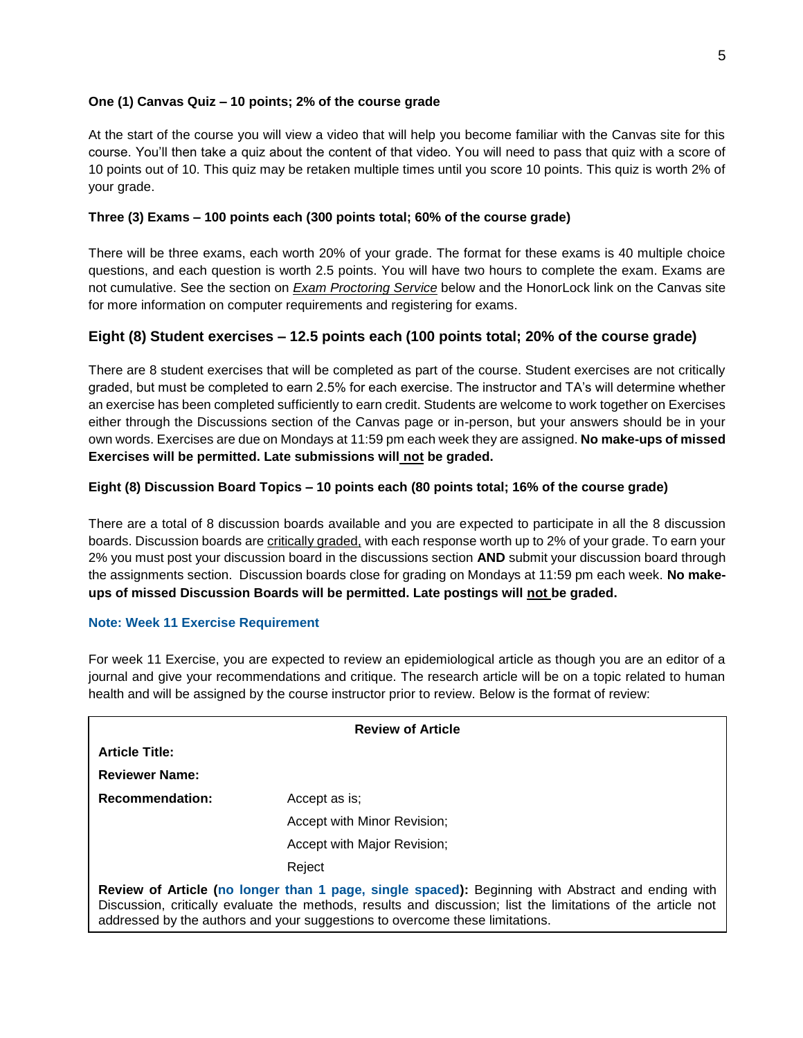**One (1) Canvas Quiz – 10 points; 2% of the course grade**

At the start of the course you will view a video that will help you become familiar with the Canvas site for this course. You'll then take a quiz about the content of that video. You will need to pass that quiz with a score of 10 points out of 10. This quiz may be retaken multiple times until you score 10 points. This quiz is worth 2% of your grade.

**Three (3) Exams – 100 points each (300 points total; 60% of the course grade)**

There will be three exams, each worth 20% of your grade. The format for these exams is 40 multiple choice questions, and each question is worth 2.5 points. You will have two hours to complete the exam. Exams are not cumulative. See the section on *Exam Proctoring Service* below and the HonorLock link on the Canvas site for more information on computer requirements and registering for exams.

### Eight (8) Student exercises – 12.5 points each (100 points total; 20% of the course grade)

There are 8 student exercises that will be completed as part of the course. Student exercises are not critically graded, but must be completed to earn 2.5% for each exercise. The instructor and TA's will determine whether an exercise has been completed sufficiently to earn credit. Students are welcome to work together on Exercises either through the Discussions section of the Canvas page or in-person, but your answers should be in your own words. Exercises are due on Mondays at 11:59 pm each week they are assigned. **No make-ups of missed Exercises will be permitted. Late submissions will not be graded.**

**Eight (8) Discussion Board Topics – 10 points each (80 points total; 16% of the course grade)**

There are a total of 8 discussion boards available and you are expected to participate in all the 8 discussion boards. Discussion boards are critically graded, with each response worth up to 2% of your grade. To earn your 2% you must post your discussion board in the discussions section **AND** submit your discussion board through the assignments section. Discussion boards close for grading on Mondays at 11:59 pm each week. **No make-ups of missed Discussion Boards will be permitted. Late postings will not be graded.**

**Note: Week 11 Exercise Requirement**

For week 11 Exercise, you are expected to review an epidemiological article as though you are an editor of a journal and give your recommendations and critique. The research article will be on a topic related to human health and will be assigned by the course instructor prior to review. Below is the format of review:

| **Review of Article** | |
|---|---|
| **Article Title:** | |
| **Reviewer Name:** | |
| **Recommendation:** | Accept as is; |
| | Accept with Minor Revision; |
| | Accept with Major Revision; |
| | Reject |
| **Review of Article (no longer than 1 page, single spaced):** Beginning with Abstract and ending with Discussion, critically evaluate the methods, results and discussion; list the limitations of the article not addressed by the authors and your suggestions to overcome these limitations. | |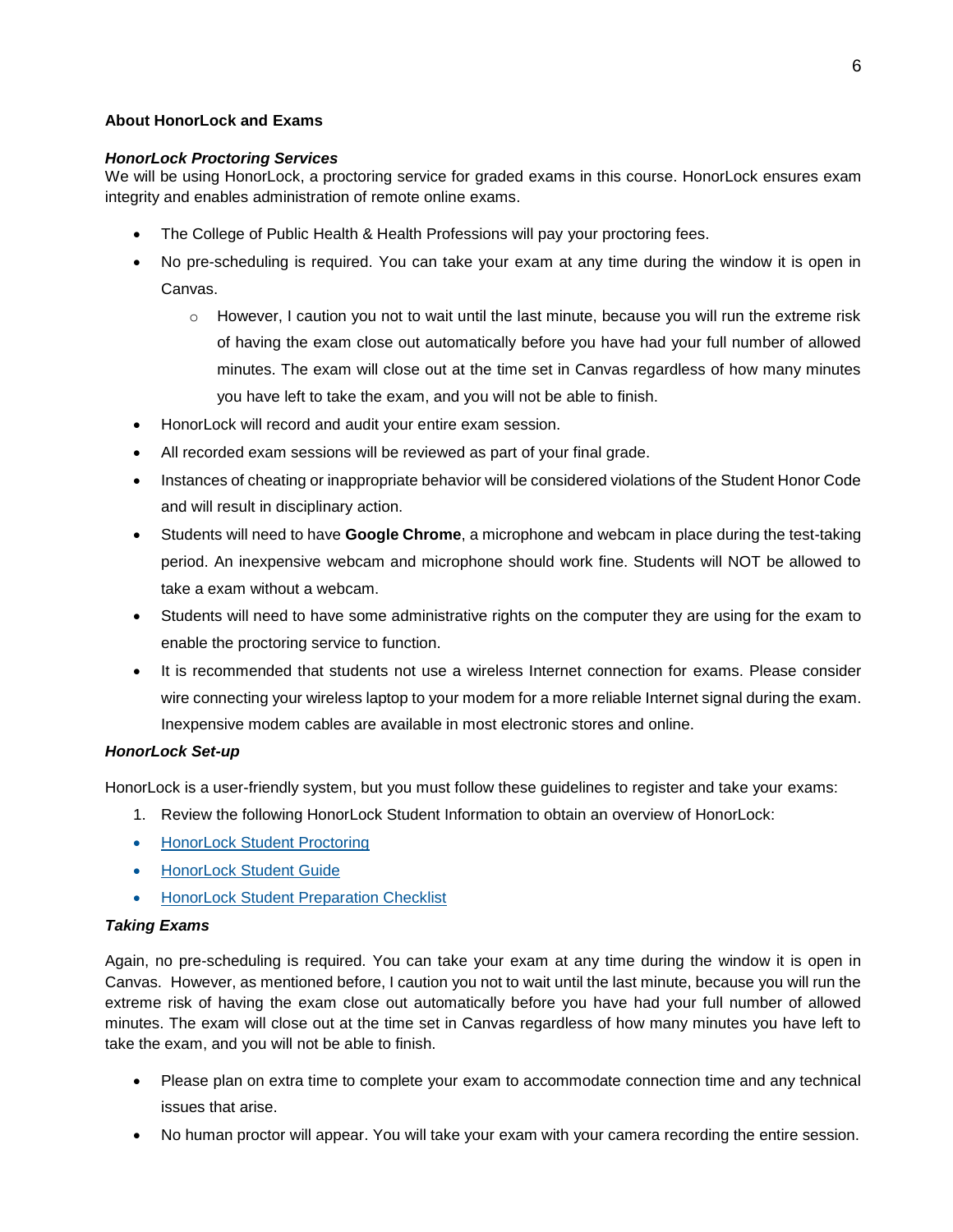**About HonorLock and Exams**

***HonorLock Proctoring Services***

We will be using HonorLock, a proctoring service for graded exams in this course. HonorLock ensures exam integrity and enables administration of remote online exams.

- The College of Public Health & Health Professions will pay your proctoring fees.
- No pre-scheduling is required. You can take your exam at any time during the window it is open in Canvas.
  - However, I caution you not to wait until the last minute, because you will run the extreme risk of having the exam close out automatically before you have had your full number of allowed minutes. The exam will close out at the time set in Canvas regardless of how many minutes you have left to take the exam, and you will not be able to finish.
- HonorLock will record and audit your entire exam session.
- All recorded exam sessions will be reviewed as part of your final grade.
- Instances of cheating or inappropriate behavior will be considered violations of the Student Honor Code and will result in disciplinary action.
- Students will need to have **Google Chrome**, a microphone and webcam in place during the test-taking period. An inexpensive webcam and microphone should work fine. Students will NOT be allowed to take a exam without a webcam.
- Students will need to have some administrative rights on the computer they are using for the exam to enable the proctoring service to function.
- It is recommended that students not use a wireless Internet connection for exams. Please consider wire connecting your wireless laptop to your modem for a more reliable Internet signal during the exam. Inexpensive modem cables are available in most electronic stores and online.

***HonorLock Set-up***

HonorLock is a user-friendly system, but you must follow these guidelines to register and take your exams:

1. Review the following HonorLock Student Information to obtain an overview of HonorLock:

- HonorLock Student Proctoring
- HonorLock Student Guide
- HonorLock Student Preparation Checklist

***Taking Exams***

Again, no pre-scheduling is required. You can take your exam at any time during the window it is open in Canvas. However, as mentioned before, I caution you not to wait until the last minute, because you will run the extreme risk of having the exam close out automatically before you have had your full number of allowed minutes. The exam will close out at the time set in Canvas regardless of how many minutes you have left to take the exam, and you will not be able to finish.

- Please plan on extra time to complete your exam to accommodate connection time and any technical issues that arise.
- No human proctor will appear. You will take your exam with your camera recording the entire session.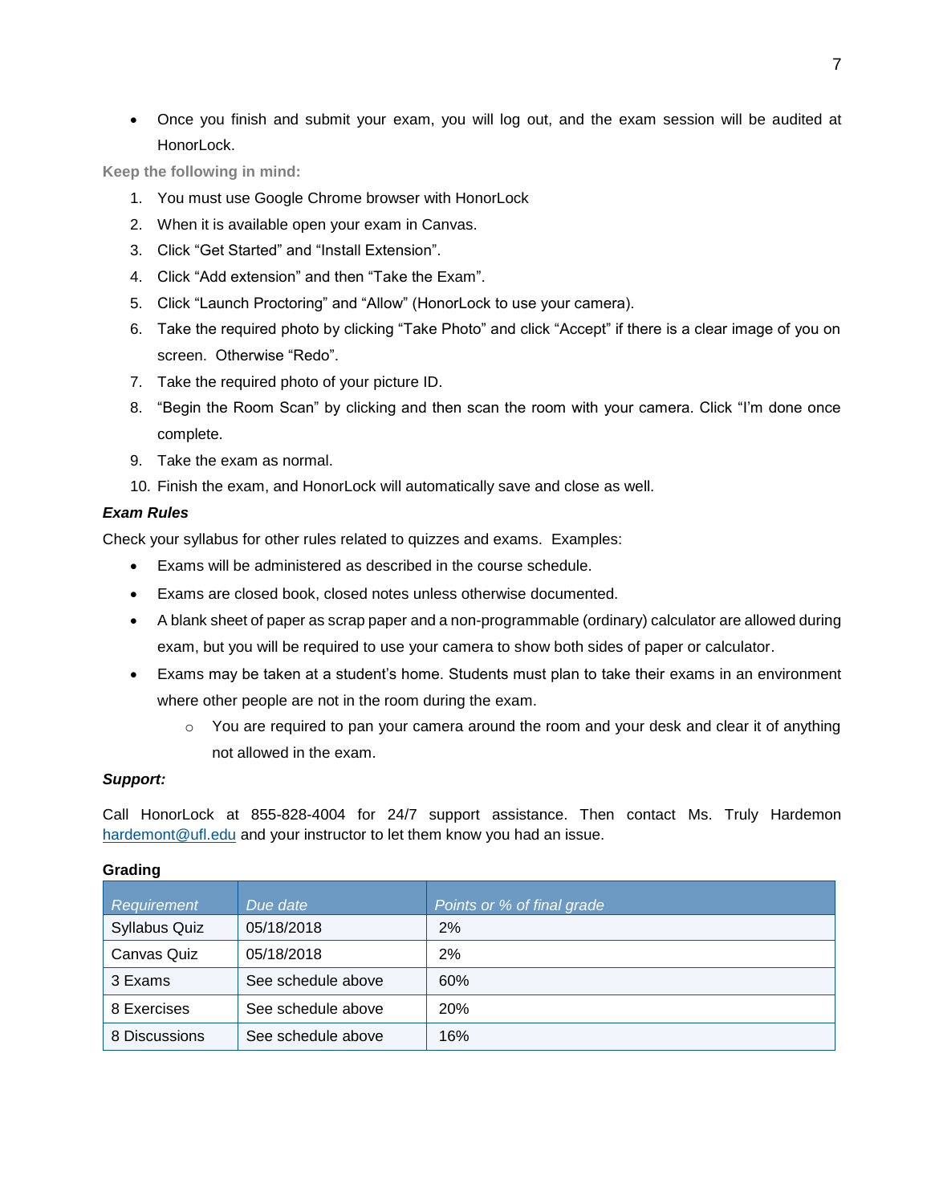- Once you finish and submit your exam, you will log out, and the exam session will be audited at HonorLock.

**Keep the following in mind:**

1. You must use Google Chrome browser with HonorLock
2. When it is available open your exam in Canvas.
3. Click "Get Started" and "Install Extension".
4. Click "Add extension" and then "Take the Exam".
5. Click "Launch Proctoring" and "Allow" (HonorLock to use your camera).
6. Take the required photo by clicking "Take Photo" and click "Accept" if there is a clear image of you on screen. Otherwise "Redo".
7. Take the required photo of your picture ID.
8. "Begin the Room Scan" by clicking and then scan the room with your camera. Click "I'm done once complete.
9. Take the exam as normal.
10. Finish the exam, and HonorLock will automatically save and close as well.

***Exam Rules***

Check your syllabus for other rules related to quizzes and exams. Examples:

- Exams will be administered as described in the course schedule.
- Exams are closed book, closed notes unless otherwise documented.
- A blank sheet of paper as scrap paper and a non-programmable (ordinary) calculator are allowed during exam, but you will be required to use your camera to show both sides of paper or calculator.
- Exams may be taken at a student's home. Students must plan to take their exams in an environment where other people are not in the room during the exam.
    - You are required to pan your camera around the room and your desk and clear it of anything not allowed in the exam.

***Support:***

Call HonorLock at 855-828-4004 for 24/7 support assistance. Then contact Ms. Truly Hardemon hardemont@ufl.edu and your instructor to let them know you had an issue.

**Grading**

| *Requirement* | *Due date* | *Points or % of final grade* |
|---|---|---|
| Syllabus Quiz | 05/18/2018 | 2% |
| Canvas Quiz | 05/18/2018 | 2% |
| 3 Exams | See schedule above | 60% |
| 8 Exercises | See schedule above | 20% |
| 8 Discussions | See schedule above | 16% |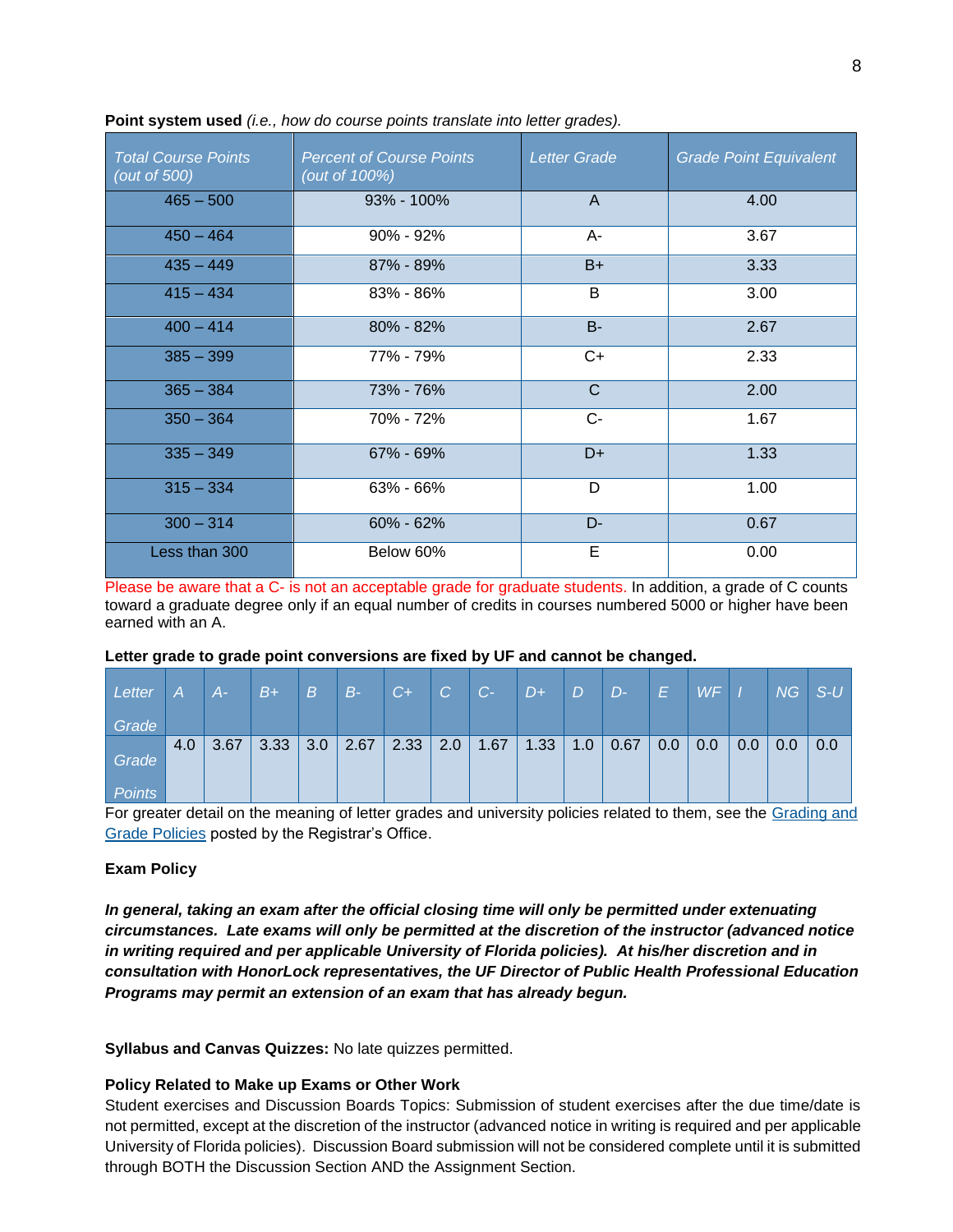**Point system used** *(i.e., how do course points translate into letter grades).*

| *Total Course Points (out of 500)* | *Percent of Course Points (out of 100%)* | *Letter Grade* | *Grade Point Equivalent* |
|---|---|---|---|
| 465 – 500 | 93% - 100% | A | 4.00 |
| 450 – 464 | 90% - 92% | A- | 3.67 |
| 435 – 449 | 87% - 89% | B+ | 3.33 |
| 415 – 434 | 83% - 86% | B | 3.00 |
| 400 – 414 | 80% - 82% | B- | 2.67 |
| 385 – 399 | 77% - 79% | C+ | 2.33 |
| 365 – 384 | 73% - 76% | C | 2.00 |
| 350 – 364 | 70% - 72% | C- | 1.67 |
| 335 – 349 | 67% - 69% | D+ | 1.33 |
| 315 – 334 | 63% - 66% | D | 1.00 |
| 300 – 314 | 60% - 62% | D- | 0.67 |
| Less than 300 | Below 60% | E | 0.00 |

Please be aware that a C- is not an acceptable grade for graduate students. In addition, a grade of C counts toward a graduate degree only if an equal number of credits in courses numbered 5000 or higher have been earned with an A.

**Letter grade to grade point conversions are fixed by UF and cannot be changed.**

| *Letter Grade* | *A* | *A-* | *B+* | *B* | *B-* | *C+* | *C* | *C-* | *D+* | *D* | *D-* | *E* | *WF* | *I* | *NG* | *S-U* |
|---|---|---|---|---|---|---|---|---|---|---|---|---|---|---|---|---|
| *Grade Points* | 4.0 | 3.67 | 3.33 | 3.0 | 2.67 | 2.33 | 2.0 | 1.67 | 1.33 | 1.0 | 0.67 | 0.0 | 0.0 | 0.0 | 0.0 | 0.0 |

For greater detail on the meaning of letter grades and university policies related to them, see the [Grading and Grade Policies] posted by the Registrar's Office.

**Exam Policy**

***In general, taking an exam after the official closing time will only be permitted under extenuating circumstances. Late exams will only be permitted at the discretion of the instructor (advanced notice in writing required and per applicable University of Florida policies). At his/her discretion and in consultation with HonorLock representatives, the UF Director of Public Health Professional Education Programs may permit an extension of an exam that has already begun.***

**Syllabus and Canvas Quizzes:** No late quizzes permitted.

**Policy Related to Make up Exams or Other Work**

Student exercises and Discussion Boards Topics: Submission of student exercises after the due time/date is not permitted, except at the discretion of the instructor (advanced notice in writing is required and per applicable University of Florida policies). Discussion Board submission will not be considered complete until it is submitted through BOTH the Discussion Section AND the Assignment Section.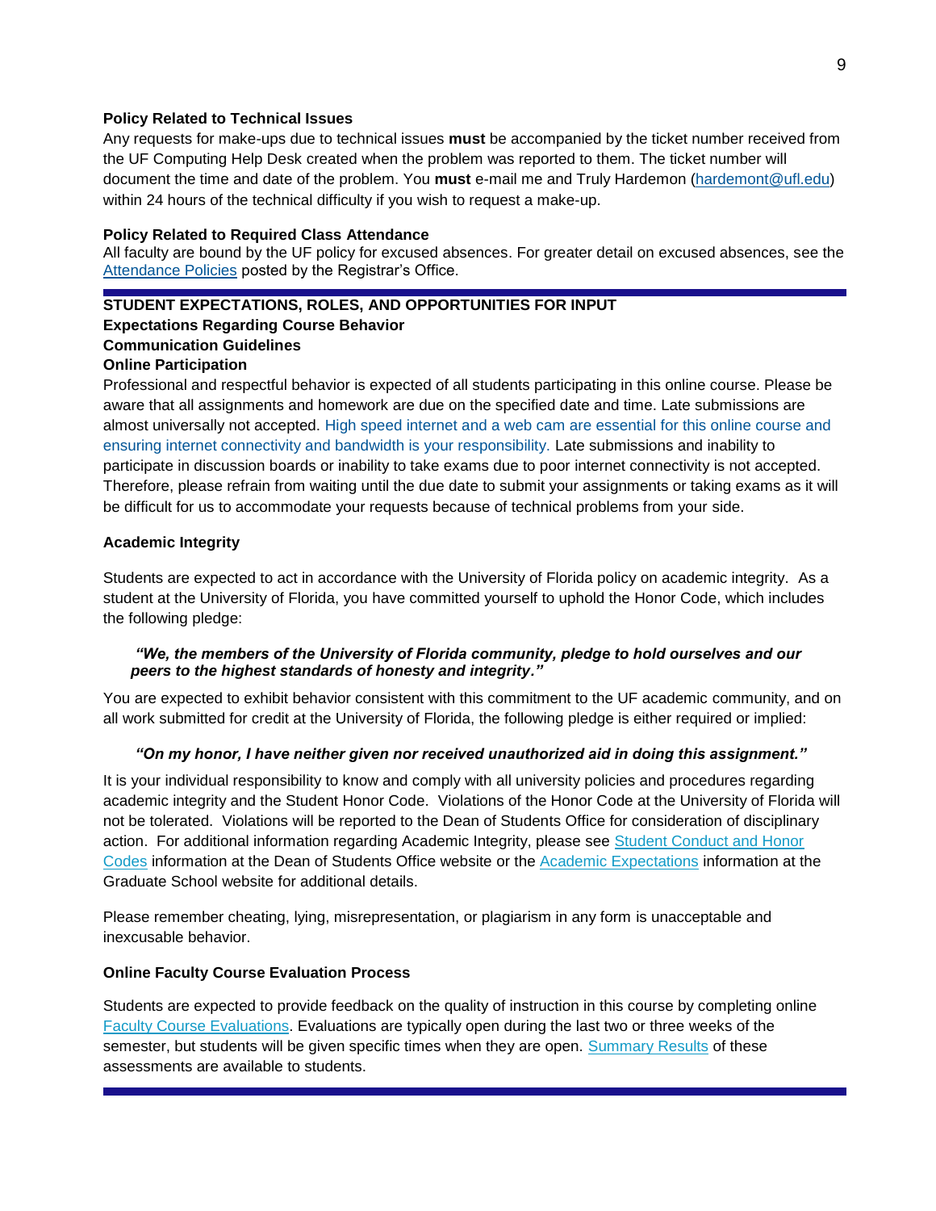**Policy Related to Technical Issues**

Any requests for make-ups due to technical issues **must** be accompanied by the ticket number received from the UF Computing Help Desk created when the problem was reported to them. The ticket number will document the time and date of the problem. You **must** e-mail me and Truly Hardemon (hardemont@ufl.edu) within 24 hours of the technical difficulty if you wish to request a make-up.

**Policy Related to Required Class Attendance**

All faculty are bound by the UF policy for excused absences. For greater detail on excused absences, see the Attendance Policies posted by the Registrar's Office.

---

## STUDENT EXPECTATIONS, ROLES, AND OPPORTUNITIES FOR INPUT

### Expectations Regarding Course Behavior

### Communication Guidelines

### Online Participation

Professional and respectful behavior is expected of all students participating in this online course. Please be aware that all assignments and homework are due on the specified date and time. Late submissions are almost universally not accepted. High speed internet and a web cam are essential for this online course and ensuring internet connectivity and bandwidth is your responsibility. Late submissions and inability to participate in discussion boards or inability to take exams due to poor internet connectivity is not accepted. Therefore, please refrain from waiting until the due date to submit your assignments or taking exams as it will be difficult for us to accommodate your requests because of technical problems from your side.

### Academic Integrity

Students are expected to act in accordance with the University of Florida policy on academic integrity. As a student at the University of Florida, you have committed yourself to uphold the Honor Code, which includes the following pledge:

> ***"We, the members of the University of Florida community, pledge to hold ourselves and our peers to the highest standards of honesty and integrity."***

You are expected to exhibit behavior consistent with this commitment to the UF academic community, and on all work submitted for credit at the University of Florida, the following pledge is either required or implied:

> ***"On my honor, I have neither given nor received unauthorized aid in doing this assignment."***

It is your individual responsibility to know and comply with all university policies and procedures regarding academic integrity and the Student Honor Code. Violations of the Honor Code at the University of Florida will not be tolerated. Violations will be reported to the Dean of Students Office for consideration of disciplinary action. For additional information regarding Academic Integrity, please see Student Conduct and Honor Codes information at the Dean of Students Office website or the Academic Expectations information at the Graduate School website for additional details.

Please remember cheating, lying, misrepresentation, or plagiarism in any form is unacceptable and inexcusable behavior.

### Online Faculty Course Evaluation Process

Students are expected to provide feedback on the quality of instruction in this course by completing online Faculty Course Evaluations. Evaluations are typically open during the last two or three weeks of the semester, but students will be given specific times when they are open. Summary Results of these assessments are available to students.

---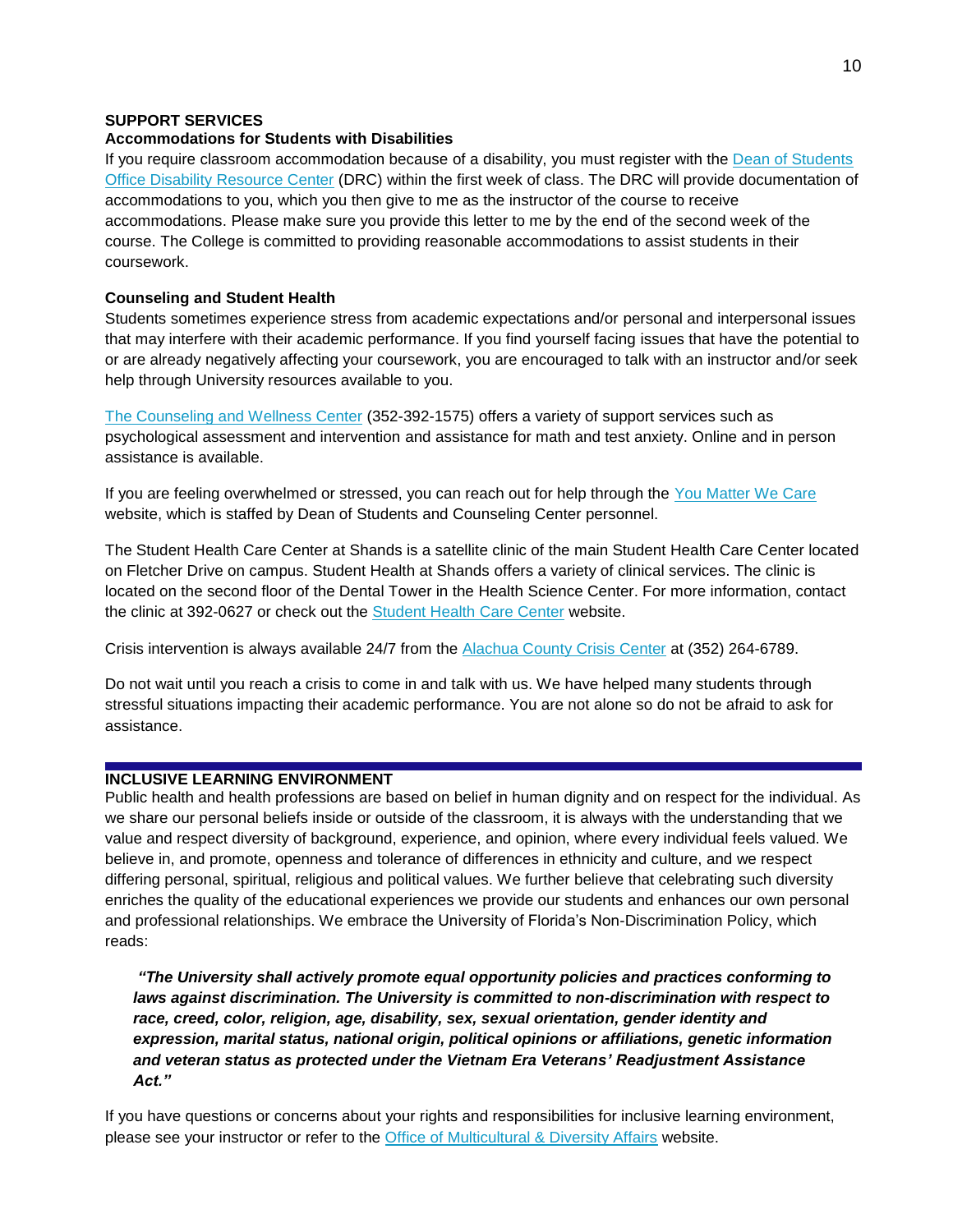## SUPPORT SERVICES

### Accommodations for Students with Disabilities

If you require classroom accommodation because of a disability, you must register with the Dean of Students Office Disability Resource Center (DRC) within the first week of class. The DRC will provide documentation of accommodations to you, which you then give to me as the instructor of the course to receive accommodations. Please make sure you provide this letter to me by the end of the second week of the course. The College is committed to providing reasonable accommodations to assist students in their coursework.

### Counseling and Student Health

Students sometimes experience stress from academic expectations and/or personal and interpersonal issues that may interfere with their academic performance. If you find yourself facing issues that have the potential to or are already negatively affecting your coursework, you are encouraged to talk with an instructor and/or seek help through University resources available to you.

The Counseling and Wellness Center (352-392-1575) offers a variety of support services such as psychological assessment and intervention and assistance for math and test anxiety. Online and in person assistance is available.

If you are feeling overwhelmed or stressed, you can reach out for help through the You Matter We Care website, which is staffed by Dean of Students and Counseling Center personnel.

The Student Health Care Center at Shands is a satellite clinic of the main Student Health Care Center located on Fletcher Drive on campus. Student Health at Shands offers a variety of clinical services. The clinic is located on the second floor of the Dental Tower in the Health Science Center. For more information, contact the clinic at 392-0627 or check out the Student Health Care Center website.

Crisis intervention is always available 24/7 from the Alachua County Crisis Center at (352) 264-6789.

Do not wait until you reach a crisis to come in and talk with us. We have helped many students through stressful situations impacting their academic performance. You are not alone so do not be afraid to ask for assistance.

## INCLUSIVE LEARNING ENVIRONMENT

Public health and health professions are based on belief in human dignity and on respect for the individual. As we share our personal beliefs inside or outside of the classroom, it is always with the understanding that we value and respect diversity of background, experience, and opinion, where every individual feels valued. We believe in, and promote, openness and tolerance of differences in ethnicity and culture, and we respect differing personal, spiritual, religious and political values. We further believe that celebrating such diversity enriches the quality of the educational experiences we provide our students and enhances our own personal and professional relationships. We embrace the University of Florida's Non-Discrimination Policy, which reads:

> ***"The University shall actively promote equal opportunity policies and practices conforming to laws against discrimination. The University is committed to non-discrimination with respect to race, creed, color, religion, age, disability, sex, sexual orientation, gender identity and expression, marital status, national origin, political opinions or affiliations, genetic information and veteran status as protected under the Vietnam Era Veterans' Readjustment Assistance Act."***

If you have questions or concerns about your rights and responsibilities for inclusive learning environment, please see your instructor or refer to the Office of Multicultural & Diversity Affairs website.